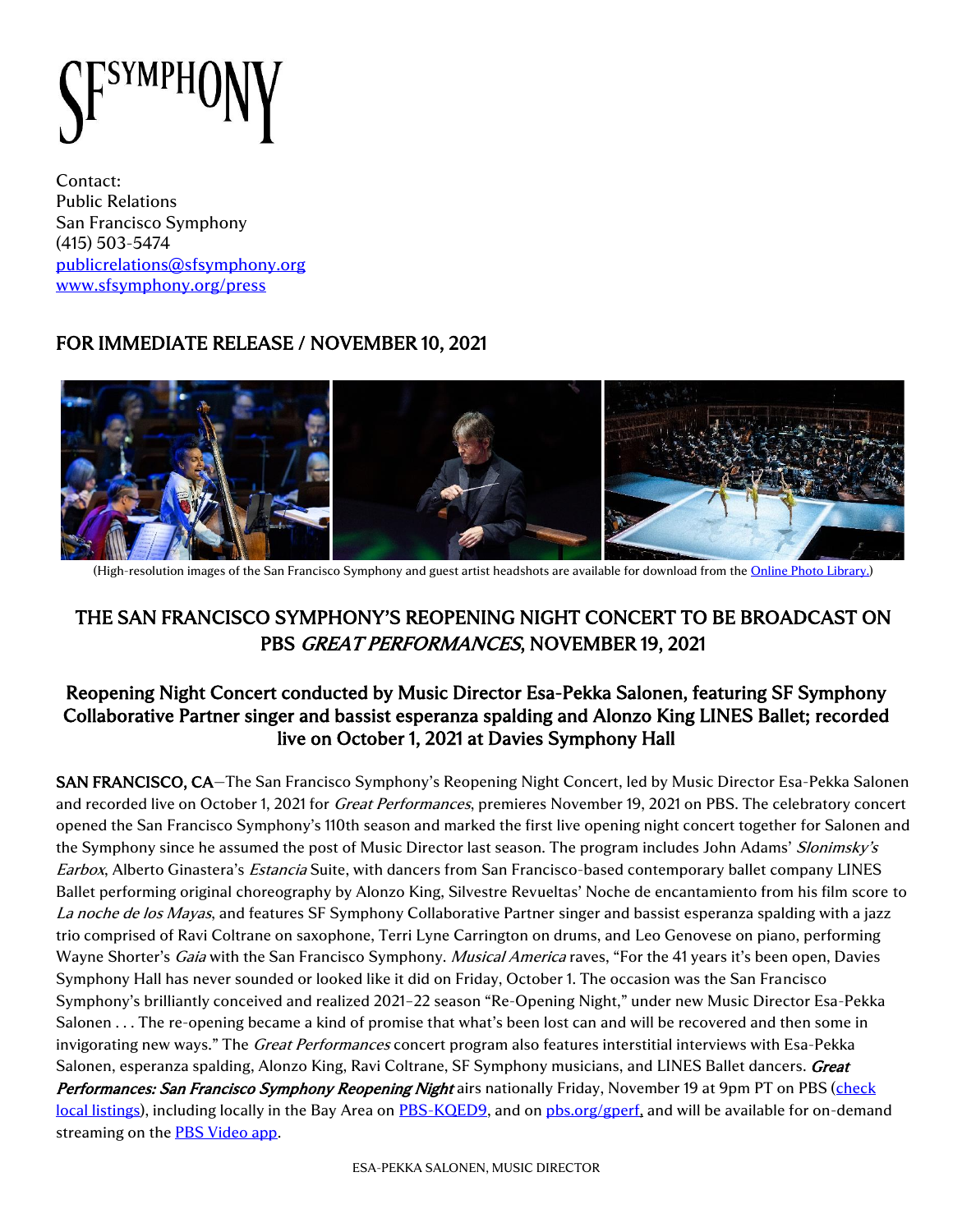SFSYMPHONY

Contact:
Public Relations
San Francisco Symphony
(415) 503-5474
publicrelations@sfsymphony.org
www.sfsymphony.org/press

## FOR IMMEDIATE RELEASE / NOVEMBER 10, 2021

(High-resolution images of the San Francisco Symphony and guest artist headshots are available for download from the Online Photo Library.)

# THE SAN FRANCISCO SYMPHONY'S REOPENING NIGHT CONCERT TO BE BROADCAST ON PBS *GREAT PERFORMANCES*, NOVEMBER 19, 2021

## Reopening Night Concert conducted by Music Director Esa-Pekka Salonen, featuring SF Symphony Collaborative Partner singer and bassist esperanza spalding and Alonzo King LINES Ballet; recorded live on October 1, 2021 at Davies Symphony Hall

**SAN FRANCISCO, CA**—The San Francisco Symphony's Reopening Night Concert, led by Music Director Esa-Pekka Salonen and recorded live on October 1, 2021 for *Great Performances*, premieres November 19, 2021 on PBS. The celebratory concert opened the San Francisco Symphony's 110th season and marked the first live opening night concert together for Salonen and the Symphony since he assumed the post of Music Director last season. The program includes John Adams' *Slonimsky's Earbox*, Alberto Ginastera's *Estancia* Suite, with dancers from San Francisco-based contemporary ballet company LINES Ballet performing original choreography by Alonzo King, Silvestre Revueltas' Noche de encantamiento from his film score to *La noche de los Mayas*, and features SF Symphony Collaborative Partner singer and bassist esperanza spalding with a jazz trio comprised of Ravi Coltrane on saxophone, Terri Lyne Carrington on drums, and Leo Genovese on piano, performing Wayne Shorter's *Gaia* with the San Francisco Symphony. *Musical America* raves, "For the 41 years it's been open, Davies Symphony Hall has never sounded or looked like it did on Friday, October 1. The occasion was the San Francisco Symphony's brilliantly conceived and realized 2021–22 season "Re-Opening Night," under new Music Director Esa-Pekka Salonen . . . The re-opening became a kind of promise that what's been lost can and will be recovered and then some in invigorating new ways." The *Great Performances* concert program also features interstitial interviews with Esa-Pekka Salonen, esperanza spalding, Alonzo King, Ravi Coltrane, SF Symphony musicians, and LINES Ballet dancers. ***Great Performances: San Francisco Symphony Reopening Night*** airs nationally Friday, November 19 at 9pm PT on PBS (check local listings), including locally in the Bay Area on PBS-KQED9, and on pbs.org/gperf, and will be available for on-demand streaming on the PBS Video app.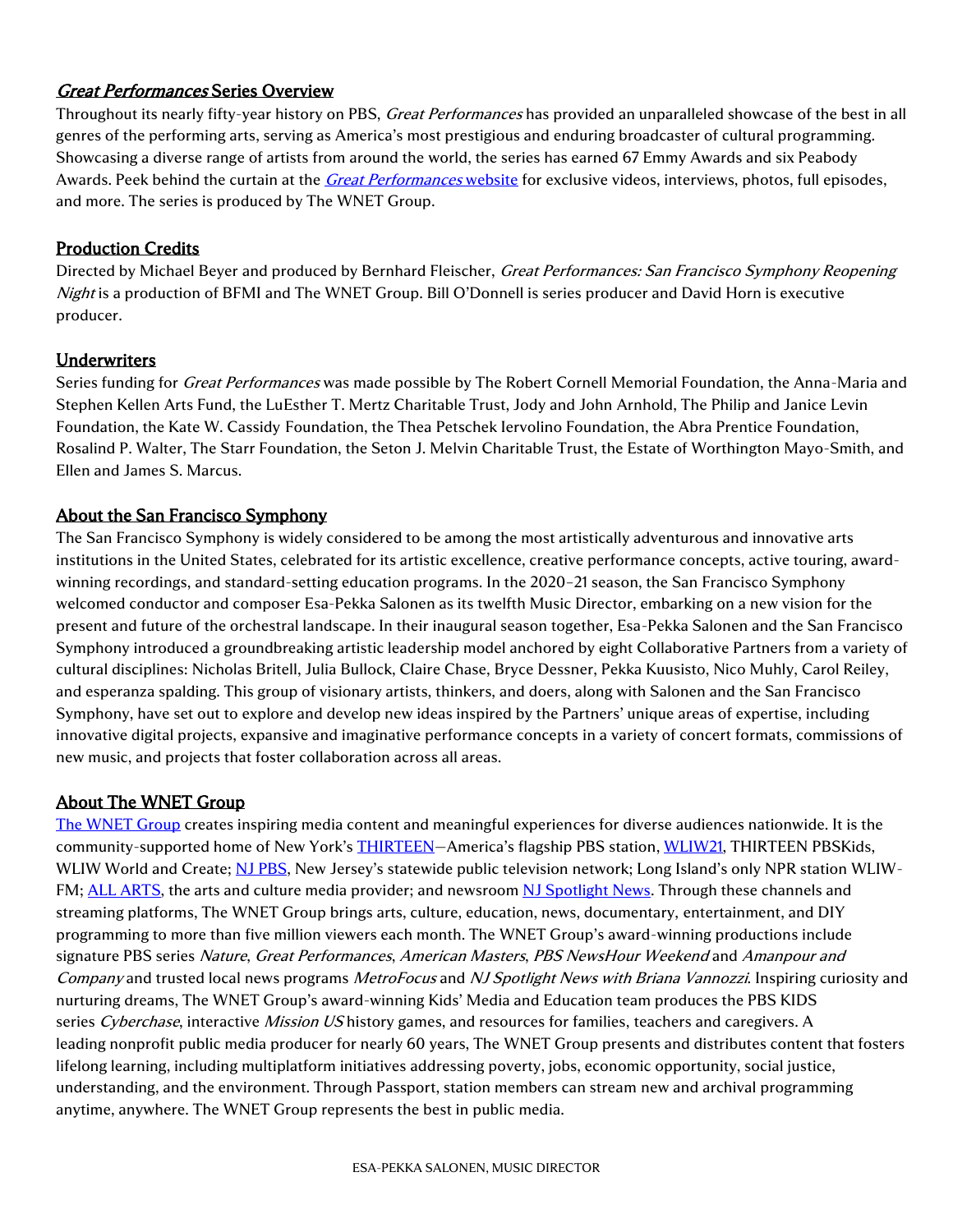## *Great Performances* Series Overview

Throughout its nearly fifty-year history on PBS, *Great Performances* has provided an unparalleled showcase of the best in all genres of the performing arts, serving as America's most prestigious and enduring broadcaster of cultural programming. Showcasing a diverse range of artists from around the world, the series has earned 67 Emmy Awards and six Peabody Awards. Peek behind the curtain at the [*Great Performances* website] for exclusive videos, interviews, photos, full episodes, and more. The series is produced by The WNET Group.

## Production Credits

Directed by Michael Beyer and produced by Bernhard Fleischer, *Great Performances: San Francisco Symphony Reopening Night* is a production of BFMI and The WNET Group. Bill O'Donnell is series producer and David Horn is executive producer.

## Underwriters

Series funding for *Great Performances* was made possible by The Robert Cornell Memorial Foundation, the Anna-Maria and Stephen Kellen Arts Fund, the LuEsther T. Mertz Charitable Trust, Jody and John Arnhold, The Philip and Janice Levin Foundation, the Kate W. Cassidy Foundation, the Thea Petschek Iervolino Foundation, the Abra Prentice Foundation, Rosalind P. Walter, The Starr Foundation, the Seton J. Melvin Charitable Trust, the Estate of Worthington Mayo-Smith, and Ellen and James S. Marcus.

## About the San Francisco Symphony

The San Francisco Symphony is widely considered to be among the most artistically adventurous and innovative arts institutions in the United States, celebrated for its artistic excellence, creative performance concepts, active touring, award-winning recordings, and standard-setting education programs. In the 2020–21 season, the San Francisco Symphony welcomed conductor and composer Esa-Pekka Salonen as its twelfth Music Director, embarking on a new vision for the present and future of the orchestral landscape. In their inaugural season together, Esa-Pekka Salonen and the San Francisco Symphony introduced a groundbreaking artistic leadership model anchored by eight Collaborative Partners from a variety of cultural disciplines: Nicholas Britell, Julia Bullock, Claire Chase, Bryce Dessner, Pekka Kuusisto, Nico Muhly, Carol Reiley, and esperanza spalding. This group of visionary artists, thinkers, and doers, along with Salonen and the San Francisco Symphony, have set out to explore and develop new ideas inspired by the Partners' unique areas of expertise, including innovative digital projects, expansive and imaginative performance concepts in a variety of concert formats, commissions of new music, and projects that foster collaboration across all areas.

## About The WNET Group

The WNET Group creates inspiring media content and meaningful experiences for diverse audiences nationwide. It is the community-supported home of New York's THIRTEEN—America's flagship PBS station, WLIW21, THIRTEEN PBSKids, WLIW World and Create; NJ PBS, New Jersey's statewide public television network; Long Island's only NPR station WLIW-FM; ALL ARTS, the arts and culture media provider; and newsroom NJ Spotlight News. Through these channels and streaming platforms, The WNET Group brings arts, culture, education, news, documentary, entertainment, and DIY programming to more than five million viewers each month. The WNET Group's award-winning productions include signature PBS series *Nature*, *Great Performances*, *American Masters*, *PBS NewsHour Weekend* and *Amanpour and Company* and trusted local news programs *MetroFocus* and *NJ Spotlight News with Briana Vannozzi*. Inspiring curiosity and nurturing dreams, The WNET Group's award-winning Kids' Media and Education team produces the PBS KIDS series *Cyberchase*, interactive *Mission US* history games, and resources for families, teachers and caregivers. A leading nonprofit public media producer for nearly 60 years, The WNET Group presents and distributes content that fosters lifelong learning, including multiplatform initiatives addressing poverty, jobs, economic opportunity, social justice, understanding, and the environment. Through Passport, station members can stream new and archival programming anytime, anywhere. The WNET Group represents the best in public media.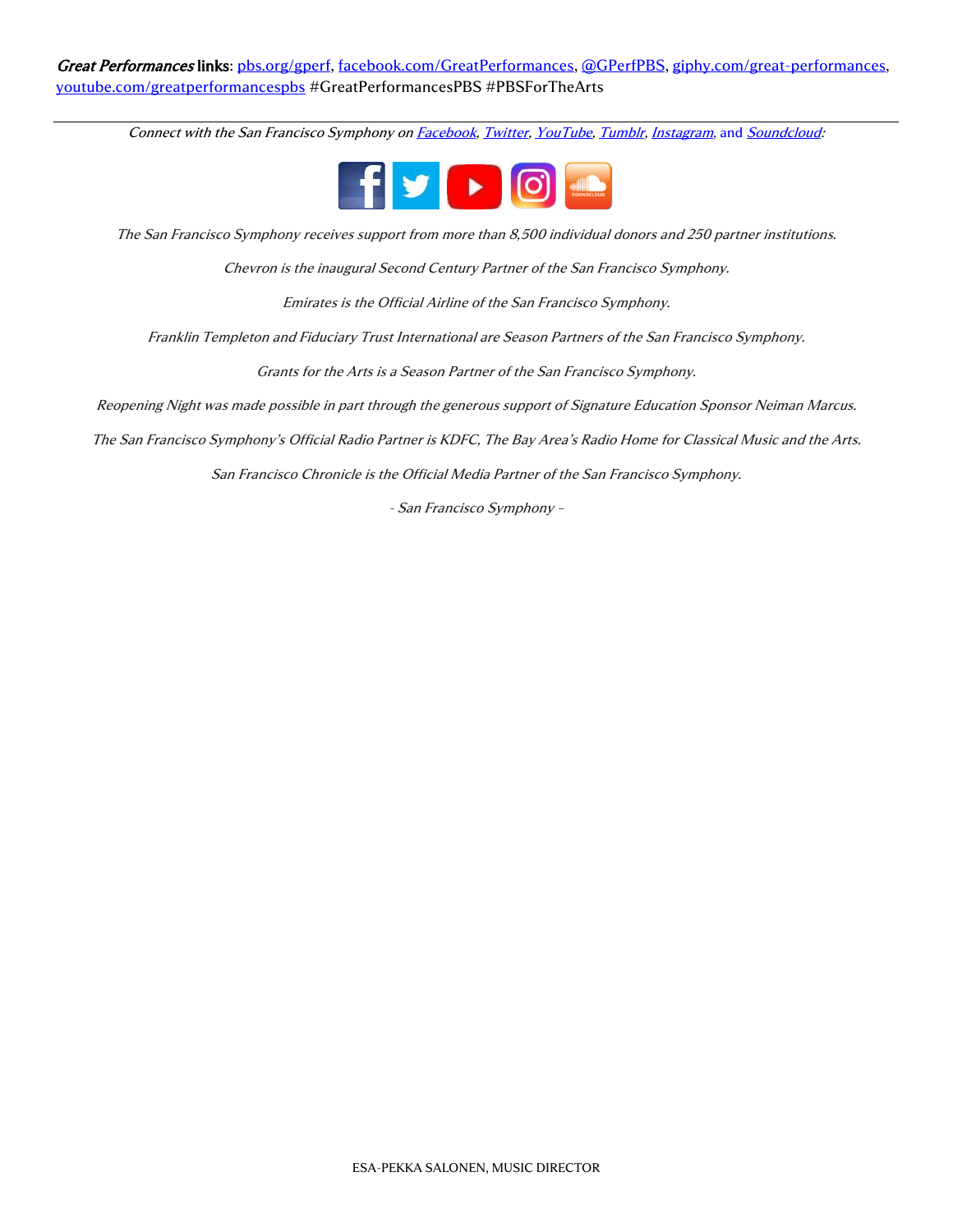***Great Performances* links**: pbs.org/gperf, facebook.com/GreatPerformances, @GPerfPBS, giphy.com/great-performances, youtube.com/greatperformancespbs #GreatPerformancesPBS #PBSForTheArts

---

*Connect with the San Francisco Symphony on Facebook, Twitter, YouTube, Tumblr, Instagram,* and *Soundcloud:*

*The San Francisco Symphony receives support from more than 8,500 individual donors and 250 partner institutions.*

*Chevron is the inaugural Second Century Partner of the San Francisco Symphony.*

*Emirates is the Official Airline of the San Francisco Symphony.*

*Franklin Templeton and Fiduciary Trust International are Season Partners of the San Francisco Symphony.*

*Grants for the Arts is a Season Partner of the San Francisco Symphony.*

*Reopening Night was made possible in part through the generous support of Signature Education Sponsor Neiman Marcus.*

*The San Francisco Symphony's Official Radio Partner is KDFC, The Bay Area's Radio Home for Classical Music and the Arts.*

*San Francisco Chronicle is the Official Media Partner of the San Francisco Symphony.*

*- San Francisco Symphony –*

ESA-PEKKA SALONEN, MUSIC DIRECTOR